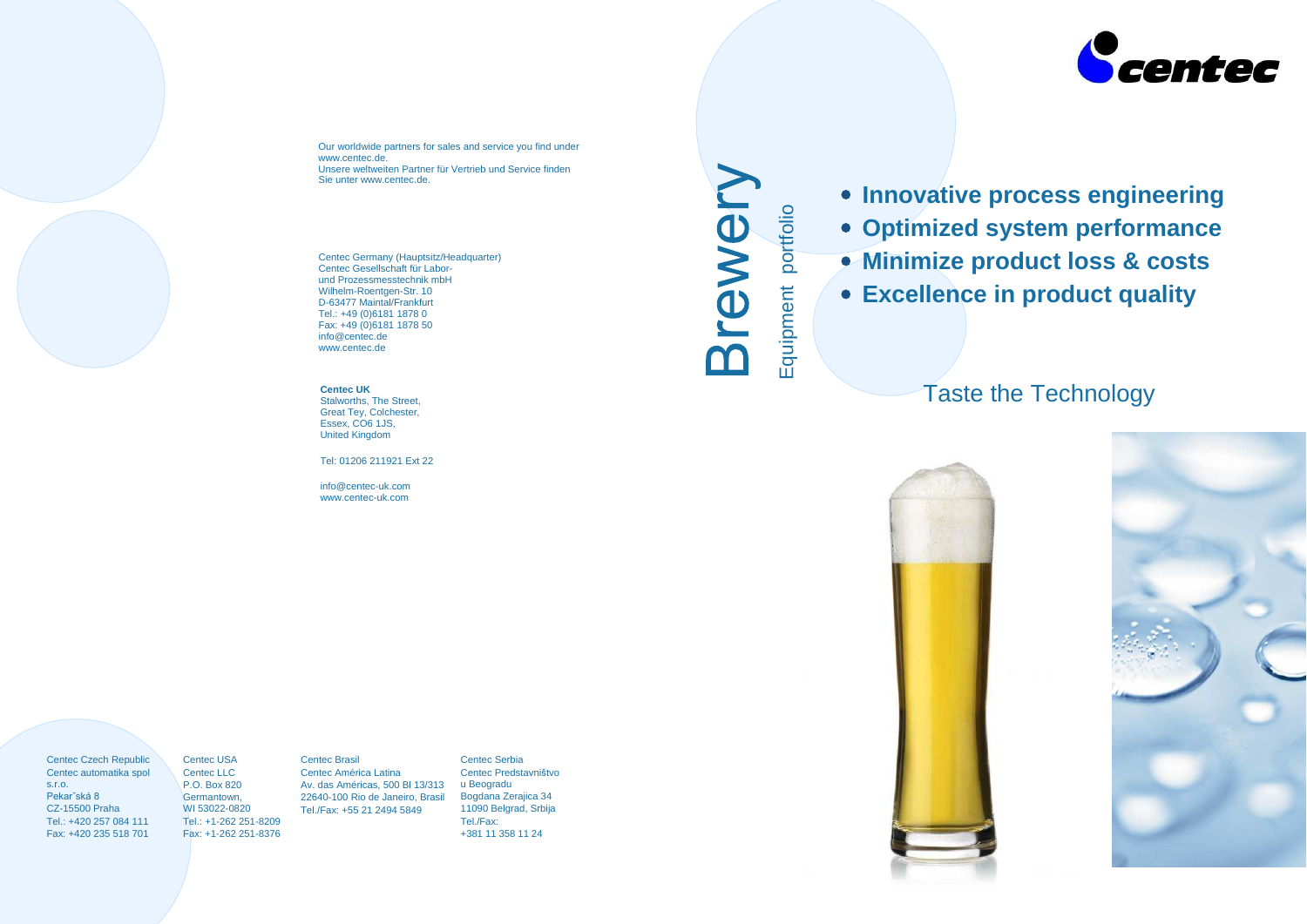Our worldwide partners for sales and service you find under www.centec.de.
Unsere weltweiten Partner für Vertrieb und Service finden Sie unter www.centec.de.

Centec Germany (Hauptsitz/Headquarter)
Centec Gesellschaft für Labor- und Prozessmesstechnik mbH
Wilhelm-Roentgen-Str. 10
D-63477 Maintal/Frankfurt
Tel.: +49 (0)6181 1878 0
Fax: +49 (0)6181 1878 50
info@centec.de
www.centec.de

**Centec UK**
Stalworths, The Street,
Great Tey, Colchester,
Essex, CO6 1JS,
United Kingdom

Tel: 01206 211921 Ext 22

info@centec-uk.com
www.centec-uk.com

Centec Czech Republic
Centec automatika spol s.r.o.
Pekar˘ská 8
CZ-15500 Praha
Tel.: +420 257 084 111
Fax: +420 235 518 701

Centec USA
Centec LLC
P.O. Box 820
Germantown,
WI 53022-0820
Tel.: +1-262 251-8209
Fax: +1-262 251-8376

Centec Brasil
Centec América Latina
Av. das Américas, 500 Bl 13/313
22640-100 Rio de Janeiro, Brasil
Tel./Fax: +55 21 2494 5849

Centec Serbia
Centec Predstavništvo u Beogradu
Bogdana Zerajica 34
11090 Belgrad, Srbija
Tel./Fax:
+381 11 358 11 24

centec

# Brewery

## Equipment portfolio

- **Innovative process engineering**
- **Optimized system performance**
- **Minimize product loss & costs**
- **Excellence in product quality**

Taste the Technology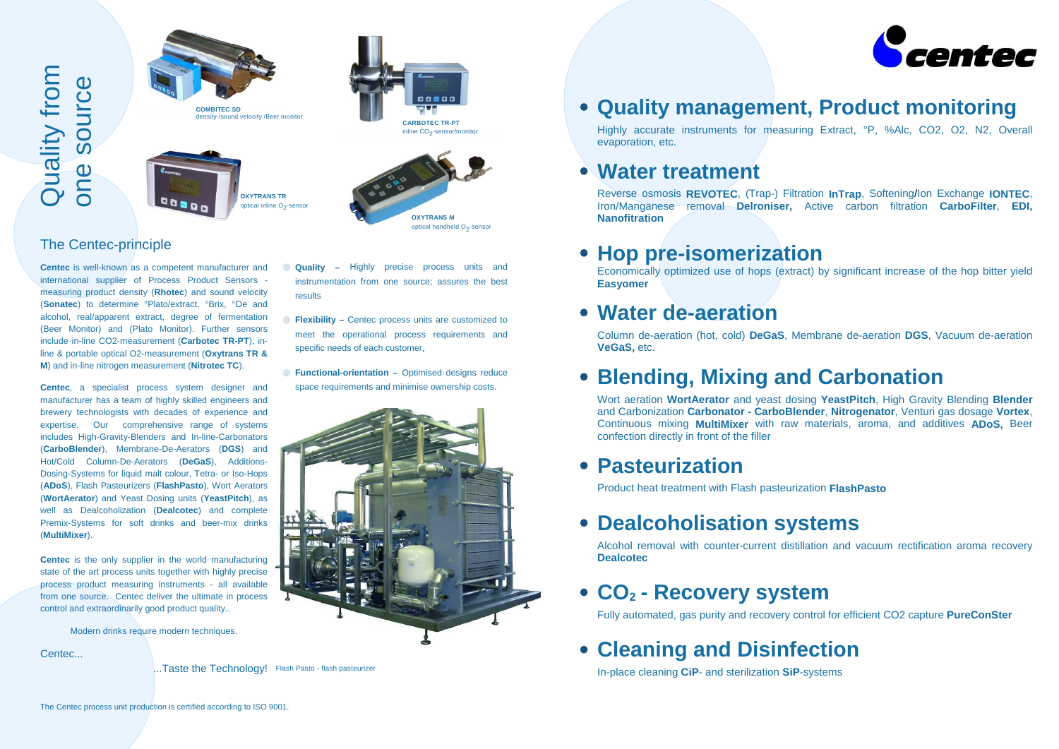# Quality from one source

COMBITEC SD
density-/sound velocity /Beer monitor

CARBOTEC TR-PT
inline $CO_2$-sensor/monitor

OXYTRANS TR
optical inline $O_2$-sensor

OXYTRANS M
optical handheld $O_2$-sensor

## The Centec-principle

**Centec** is well-known as a competent manufacturer and international supplier of Process Product Sensors - measuring product density (**Rhotec**) and sound velocity (**Sonatec**) to determine °Plato/extract, °Brix, °Oe and alcohol, real/apparent extract, degree of fermentation (Beer Monitor) and (Plato Monitor). Further sensors include in-line CO2-measurement (**Carbotec TR-PT**), in-line & portable optical O2-measurement (**Oxytrans TR & M**) and in-line nitrogen measurement (**Nitrotec TC**).

**Centec**, a specialist process system designer and manufacturer has a team of highly skilled engineers and brewery technologists with decades of experience and expertise. Our comprehensive range of systems includes High-Gravity-Blenders and In-line-Carbonators (**CarboBlender**), Membrane-De-Aerators (**DGS**) and Hot/Cold Column-De-Aerators (**DeGaS**), Additions-Dosing-Systems for liquid malt colour, Tetra- or Iso-Hops (**ADoS**), Flash Pasteurizers (**FlashPasto**), Wort Aerators (**WortAerator**) and Yeast Dosing units (**YeastPitch**), as well as Dealcoholization (**Dealcotec**) and complete Premix-Systems for soft drinks and beer-mix drinks (**MultiMixer**).

**Centec** is the only supplier in the world manufacturing state of the art process units together with highly precise process product measuring instruments - all available from one source. Centec deliver the ultimate in process control and extraordinarily good product quality..

- **Quality** – Highly precise process units and instrumentation from one source; assures the best results
- **Flexibility –** Centec process units are customized to meet the operational process requirements and specific needs of each customer.
- **Functional-orientation –** Optimised designs reduce space requirements and minimise ownership costs.

Modern drinks require modern techniques.

Centec...

...Taste the Technology!

Flash Pasto - flash pasteurizer

The Centec process unit production is certified according to ISO 9001.

centec

## Quality management, Product monitoring

Highly accurate instruments for measuring Extract, °P, %Alc, CO2, O2, N2, Overall evaporation, etc.

## Water treatment

Reverse osmosis **REVOTEC**, (Trap-) Filtration **InTrap**, Softening/Ion Exchange **IONTEC**, Iron/Manganese removal **DeIroniser,** Active carbon filtration **CarboFilter**, **EDI, Nanofitration**

## Hop pre-isomerization

Economically optimized use of hops (extract) by significant increase of the hop bitter yield **Easyomer**

## Water de-aeration

Column de-aeration (hot, cold) **DeGaS**, Membrane de-aeration **DGS**, Vacuum de-aeration **VeGaS,** etc.

## Blending, Mixing and Carbonation

Wort aeration **WortAerator** and yeast dosing **YeastPitch**, High Gravity Blending **Blender** and Carbonization **Carbonator - CarboBlender**, **Nitrogenator**, Venturi gas dosage **Vortex**, Continuous mixing **MultiMixer** with raw materials, aroma, and additives **ADoS,** Beer confection directly in front of the filler

## Pasteurization

Product heat treatment with Flash pasteurization **FlashPasto**

## Dealcoholisation systems

Alcohol removal with counter-current distillation and vacuum rectification aroma recovery **Dealcotec**

## $CO_2$ - Recovery system

Fully automated, gas purity and recovery control for efficient CO2 capture **PureConSter**

## Cleaning and Disinfection

In-place cleaning **CiP**- and sterilization **SiP**-systems